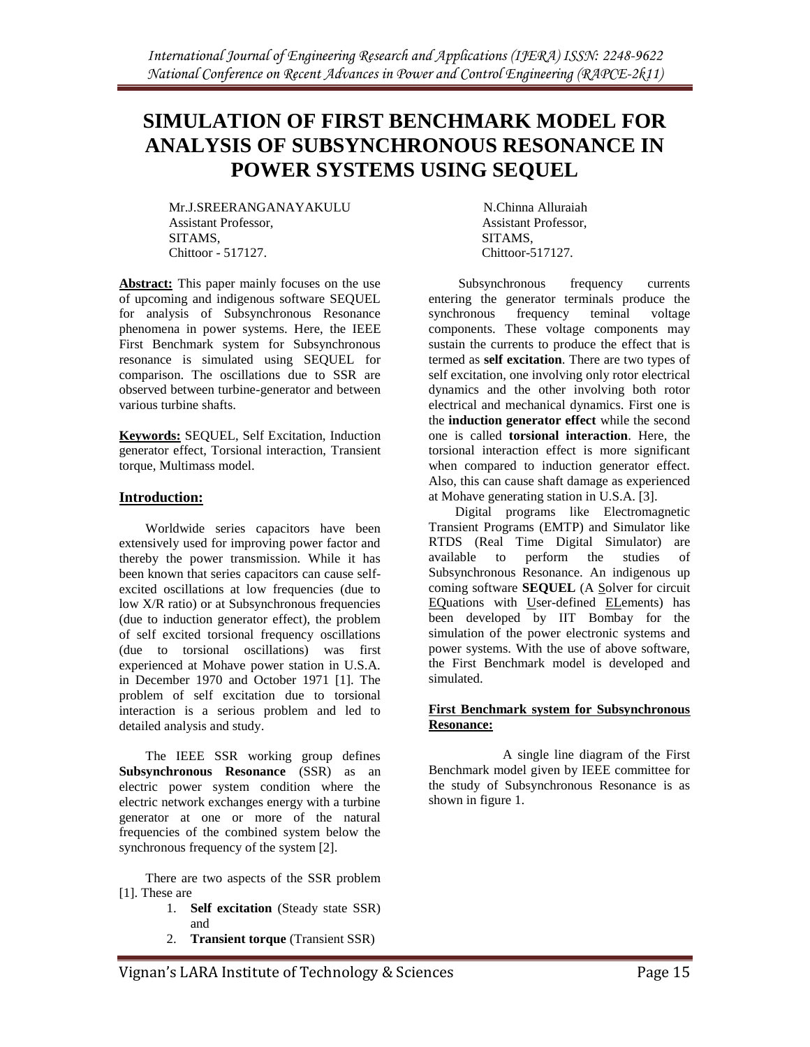# SIMULATION OF FIRST BENCHMARK MODEL FOR ANALYSIS OF SUBSYNCHRONOUS RESONANCE IN POWER SYSTEMS USING SEQUEL

Mr.J.SREERANGANAYAKULU
Assistant Professor,
SITAMS,
Chittoor - 517127.

N.Chinna Alluraiah
Assistant Professor,
SITAMS,
Chittoor-517127.

**Abstract:** This paper mainly focuses on the use of upcoming and indigenous software SEQUEL for analysis of Subsynchronous Resonance phenomena in power systems. Here, the IEEE First Benchmark system for Subsynchronous resonance is simulated using SEQUEL for comparison. The oscillations due to SSR are observed between turbine-generator and between various turbine shafts.

**Keywords:** SEQUEL, Self Excitation, Induction generator effect, Torsional interaction, Transient torque, Multimass model.

## Introduction:

Worldwide series capacitors have been extensively used for improving power factor and thereby the power transmission. While it has been known that series capacitors can cause self-excited oscillations at low frequencies (due to low X/R ratio) or at Subsynchronous frequencies (due to induction generator effect), the problem of self excited torsional frequency oscillations (due to torsional oscillations) was first experienced at Mohave power station in U.S.A. in December 1970 and October 1971 [1]. The problem of self excitation due to torsional interaction is a serious problem and led to detailed analysis and study.

The IEEE SSR working group defines **Subsynchronous Resonance** (SSR) as an electric power system condition where the electric network exchanges energy with a turbine generator at one or more of the natural frequencies of the combined system below the synchronous frequency of the system [2].

There are two aspects of the SSR problem [1]. These are

1. **Self excitation** (Steady state SSR) and
2. **Transient torque** (Transient SSR)

Subsynchronous frequency currents entering the generator terminals produce the synchronous frequency teminal voltage components. These voltage components may sustain the currents to produce the effect that is termed as **self excitation**. There are two types of self excitation, one involving only rotor electrical dynamics and the other involving both rotor electrical and mechanical dynamics. First one is the **induction generator effect** while the second one is called **torsional interaction**. Here, the torsional interaction effect is more significant when compared to induction generator effect. Also, this can cause shaft damage as experienced at Mohave generating station in U.S.A. [3].

Digital programs like Electromagnetic Transient Programs (EMTP) and Simulator like RTDS (Real Time Digital Simulator) are available to perform the studies of Subsynchronous Resonance. An indigenous up coming software **SEQUEL** (A Solver for circuit EQuations with User-defined ELements) has been developed by IIT Bombay for the simulation of the power electronic systems and power systems. With the use of above software, the First Benchmark model is developed and simulated.

### First Benchmark system for Subsynchronous Resonance:

A single line diagram of the First Benchmark model given by IEEE committee for the study of Subsynchronous Resonance is as shown in figure 1.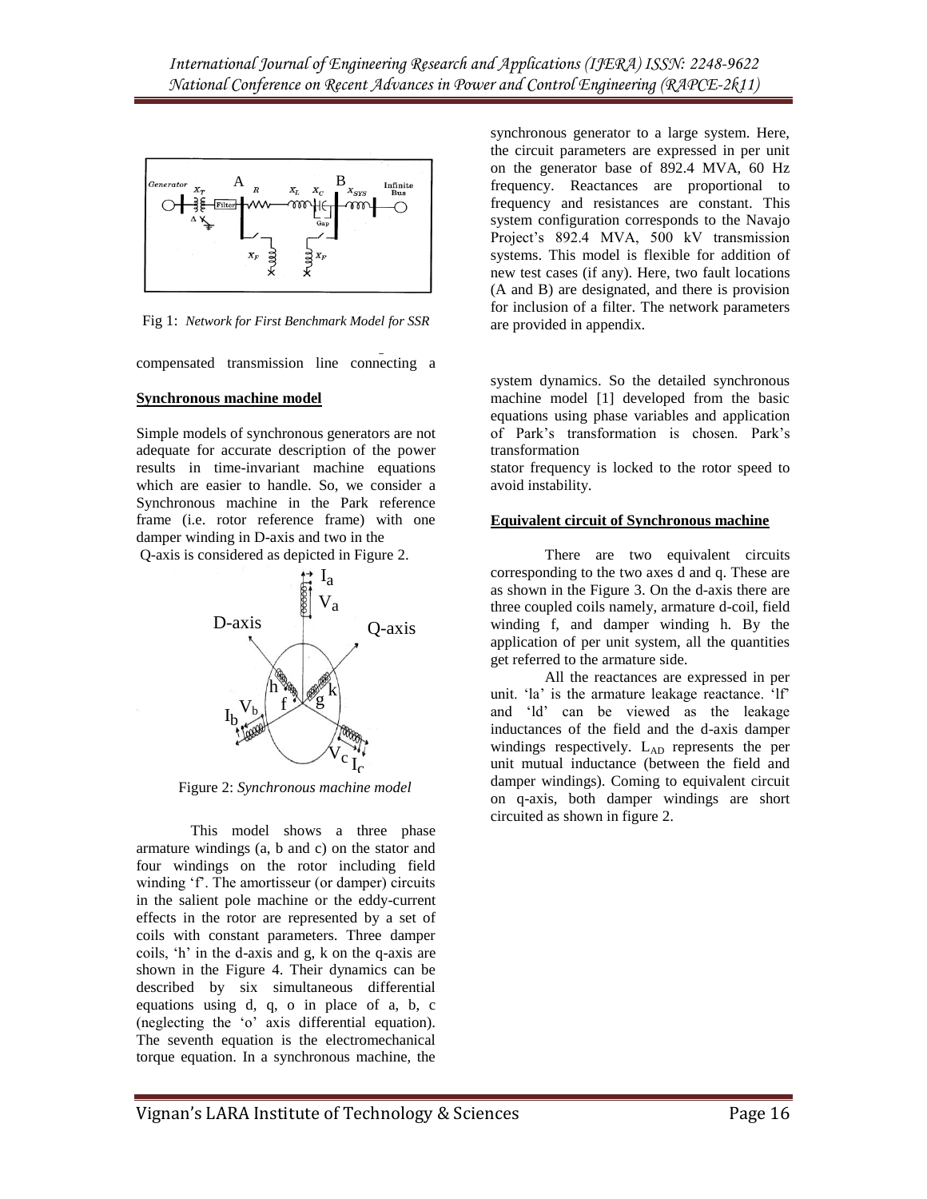Fig 1: *Network for First Benchmark Model for SSR*

compensated transmission line connecting a synchronous generator to a large system. Here, the circuit parameters are expressed in per unit on the generator base of 892.4 MVA, 60 Hz frequency. Reactances are proportional to frequency and resistances are constant. This system configuration corresponds to the Navajo Project's 892.4 MVA, 500 kV transmission systems. This model is flexible for addition of new test cases (if any). Here, two fault locations (A and B) are designated, and there is provision for inclusion of a filter. The network parameters are provided in appendix.

**Synchronous machine model**

Simple models of synchronous generators are not adequate for accurate description of the power system dynamics. So the detailed synchronous machine model [1] developed from the basic equations using phase variables and application of Park's transformation is chosen. Park's transformation results in time-invariant machine equations which are easier to handle. So, we consider a Synchronous machine in the Park reference frame (i.e. rotor reference frame) with one damper winding in D-axis and two in the Q-axis is considered as depicted in Figure 2.

Figure 2: *Synchronous machine model*

This model shows a three phase armature windings (a, b and c) on the stator and four windings on the rotor including field winding 'f'. The amortisseur (or damper) circuits in the salient pole machine or the eddy-current effects in the rotor are represented by a set of coils with constant parameters. Three damper coils, 'h' in the d-axis and g, k on the q-axis are shown in the Figure 4. Their dynamics can be described by six simultaneous differential equations using d, q, o in place of a, b, c (neglecting the 'o' axis differential equation). The seventh equation is the electromechanical torque equation. In a synchronous machine, the stator frequency is locked to the rotor speed to avoid instability.

**Equivalent circuit of Synchronous machine**

There are two equivalent circuits corresponding to the two axes d and q. These are as shown in the Figure 3. On the d-axis there are three coupled coils namely, armature d-coil, field winding f, and damper winding h. By the application of per unit system, all the quantities get referred to the armature side.

All the reactances are expressed in per unit. 'la' is the armature leakage reactance. 'lf' and 'ld' can be viewed as the leakage inductances of the field and the d-axis damper windings respectively. $L_{AD}$ represents the per unit mutual inductance (between the field and damper windings). Coming to equivalent circuit on q-axis, both damper windings are short circuited as shown in figure 2.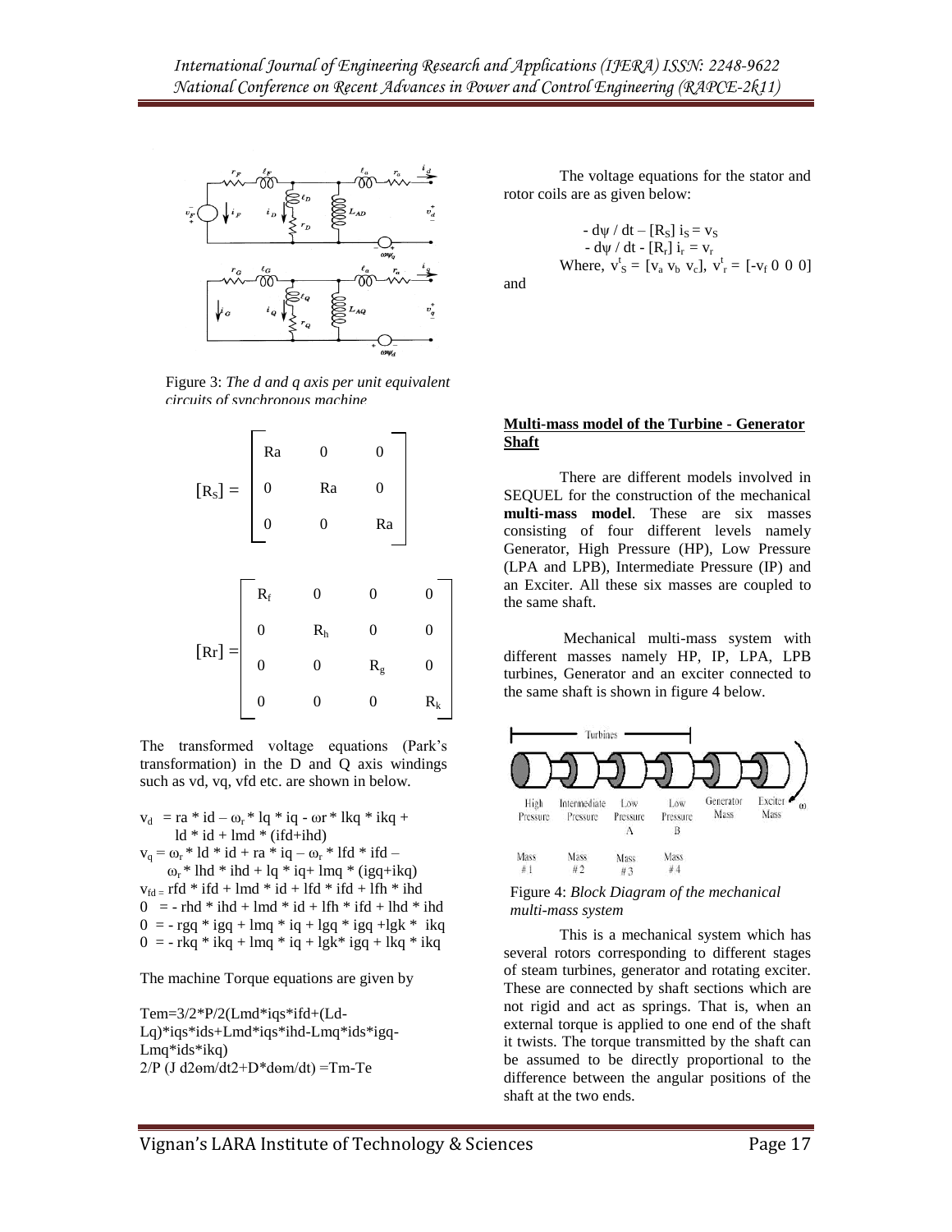Figure 3: *The d and q axis per unit equivalent circuits of synchronous machine*

$$[R_S] = \begin{bmatrix} Ra & 0 & 0 \\ 0 & Ra & 0 \\ 0 & 0 & Ra \end{bmatrix}$$

$$[Rr] = \begin{bmatrix} R_f & 0 & 0 & 0 \\ 0 & R_h & 0 & 0 \\ 0 & 0 & R_g & 0 \\ 0 & 0 & 0 & R_k \end{bmatrix}$$

The transformed voltage equations (Park's transformation) in the D and Q axis windings such as vd, vq, vfd etc. are shown in below.

$v_d$ = ra * id – $\omega_r$ * lq * iq - ωr * lkq * ikq + ld * id + lmd * (ifd+ihd)
$v_q$ = $\omega_r$ * ld * id + ra * iq – $\omega_r$ * lfd * ifd – $\omega_r$ * lhd * ihd + lq * iq+ lmq * (igq+ikq)
$v_{fd}$ = rfd * ifd + lmd * id + lfd * ifd + lfh * ihd
0 = - rhd * ihd + lmd * id + lfh * ifd + lhd * ihd
0 = - rgq * igq + lmq * iq + lgq * igq +lgk * ikq
0 = - rkq * ikq + lmq * iq + lgk* igq + lkq * ikq

The machine Torque equations are given by

Tem=3/2*P/2(Lmd*iqs*ifd+(Ld-Lq)*iqs*ids+Lmd*iqs*ihd-Lmq*ids*igq-Lmq*ids*ikq)
2/P (J d2ϴm/dt2+D*dϴm/dt) =Tm-Te

The voltage equations for the stator and rotor coils are as given below:

$$- d\psi / dt – [R_S] \, i_S = v_S$$
$$- d\psi / dt - [R_r] \, i_r = v_r$$
$$\text{Where, } v^t_S = [v_a \; v_b \; v_c], \; v^t_r = [-v_f \; 0 \; 0 \; 0]$$

and

**Multi-mass model of the Turbine - Generator Shaft**

There are different models involved in SEQUEL for the construction of the mechanical **multi-mass model**. These are six masses consisting of four different levels namely Generator, High Pressure (HP), Low Pressure (LPA and LPB), Intermediate Pressure (IP) and an Exciter. All these six masses are coupled to the same shaft.

Mechanical multi-mass system with different masses namely HP, IP, LPA, LPB turbines, Generator and an exciter connected to the same shaft is shown in figure 4 below.

Figure 4: *Block Diagram of the mechanical multi-mass system*

This is a mechanical system which has several rotors corresponding to different stages of steam turbines, generator and rotating exciter. These are connected by shaft sections which are not rigid and act as springs. That is, when an external torque is applied to one end of the shaft it twists. The torque transmitted by the shaft can be assumed to be directly proportional to the difference between the angular positions of the shaft at the two ends.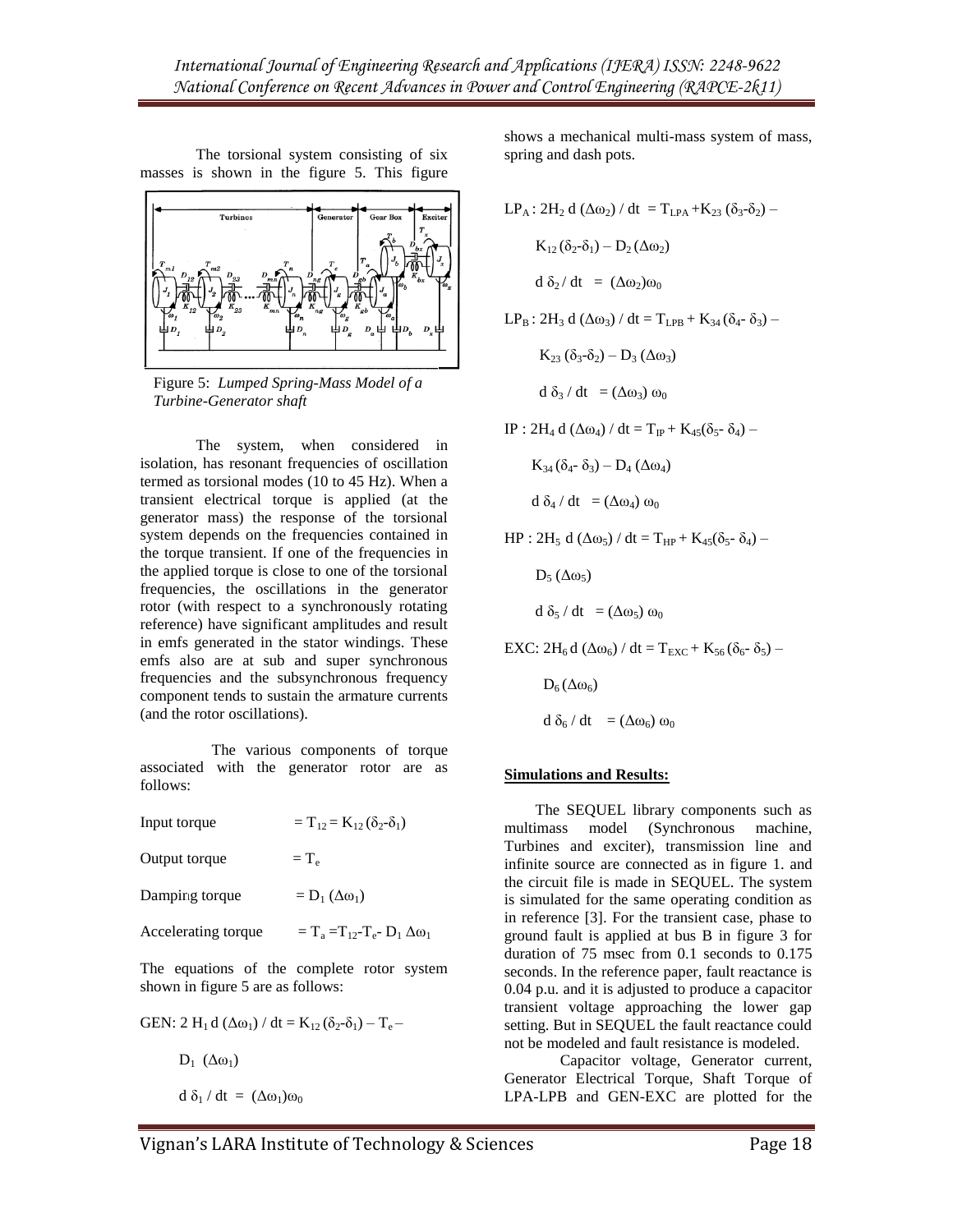The torsional system consisting of six masses is shown in the figure 5. This figure shows a mechanical multi-mass system of mass, spring and dash pots.

Figure 5: *Lumped Spring-Mass Model of a Turbine-Generator shaft*

The system, when considered in isolation, has resonant frequencies of oscillation termed as torsional modes (10 to 45 Hz). When a transient electrical torque is applied (at the generator mass) the response of the torsional system depends on the frequencies contained in the torque transient. If one of the frequencies in the applied torque is close to one of the torsional frequencies, the oscillations in the generator rotor (with respect to a synchronously rotating reference) have significant amplitudes and result in emfs generated in the stator windings. These emfs also are at sub and super synchronous frequencies and the subsynchronous frequency component tends to sustain the armature currents (and the rotor oscillations).

The various components of torque associated with the generator rotor are as follows:

Input torque $= T_{12} = K_{12}(\delta_2 - \delta_1)$

Output torque $= T_e$

Damping torque $= D_1(\Delta\omega_1)$

Accelerating torque $= T_a = T_{12} - T_e - D_1\Delta\omega_1$

The equations of the complete rotor system shown in figure 5 are as follows:

GEN: $2H_1\, d(\Delta\omega_1)/dt = K_{12}(\delta_2-\delta_1) - T_e - D_1(\Delta\omega_1)$

$d\delta_1/dt = (\Delta\omega_1)\omega_0$

$LP_A$ : $2H_2\, d(\Delta\omega_2)/dt = T_{LPA} + K_{23}(\delta_3-\delta_2) - K_{12}(\delta_2-\delta_1) - D_2(\Delta\omega_2)$

$d\delta_2/dt = (\Delta\omega_2)\omega_0$

$LP_B$ : $2H_3\, d(\Delta\omega_3)/dt = T_{LPB} + K_{34}(\delta_4-\delta_3) - K_{23}(\delta_3-\delta_2) - D_3(\Delta\omega_3)$

$d\delta_3/dt = (\Delta\omega_3)\omega_0$

IP : $2H_4\, d(\Delta\omega_4)/dt = T_{IP} + K_{45}(\delta_5-\delta_4) - K_{34}(\delta_4-\delta_3) - D_4(\Delta\omega_4)$

$d\delta_4/dt = (\Delta\omega_4)\omega_0$

HP : $2H_5\, d(\Delta\omega_5)/dt = T_{HP} + K_{45}(\delta_5-\delta_4) - D_5(\Delta\omega_5)$

$d\delta_5/dt = (\Delta\omega_5)\omega_0$

EXC: $2H_6\, d(\Delta\omega_6)/dt = T_{EXC} + K_{56}(\delta_6-\delta_5) - D_6(\Delta\omega_6)$

$d\delta_6/dt = (\Delta\omega_6)\omega_0$

**Simulations and Results:**

The SEQUEL library components such as multimass model (Synchronous machine, Turbines and exciter), transmission line and infinite source are connected as in figure 1. and the circuit file is made in SEQUEL. The system is simulated for the same operating condition as in reference [3]. For the transient case, phase to ground fault is applied at bus B in figure 3 for duration of 75 msec from 0.1 seconds to 0.175 seconds. In the reference paper, fault reactance is 0.04 p.u. and it is adjusted to produce a capacitor transient voltage approaching the lower gap setting. But in SEQUEL the fault reactance could not be modeled and fault resistance is modeled.

Capacitor voltage, Generator current, Generator Electrical Torque, Shaft Torque of LPA-LPB and GEN-EXC are plotted for the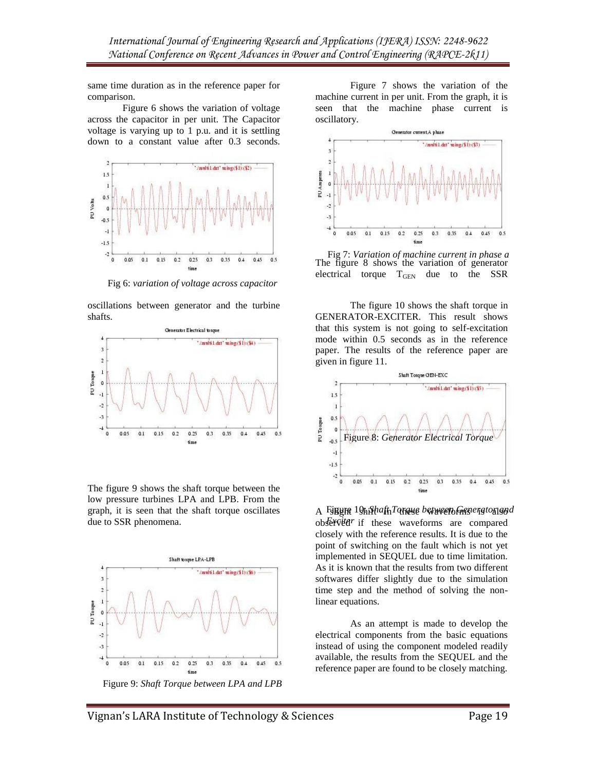same time duration as in the reference paper for comparison.

Figure 6 shows the variation of voltage across the capacitor in per unit. The Capacitor voltage is varying up to 1 p.u. and it is settling down to a constant value after 0.3 seconds.

Fig 6: *variation of voltage across capacitor*

Figure 7 shows the variation of the machine current in per unit. From the graph, it is seen that the machine phase current is oscillatory.

Fig 7: *Variation of machine current in phase a*

The figure 8 shows the variation of generator electrical torque $T_{GEN}$ due to the SSR oscillations between generator and the turbine shafts.

Figure 8: *Generator Electrical Torque*

The figure 9 shows the shaft torque between the low pressure turbines LPA and LPB. From the graph, it is seen that the shaft torque oscillates due to SSR phenomena.

Figure 9: *Shaft Torque between LPA and LPB*

The figure 10 shows the shaft torque in GENERATOR-EXCITER. This result shows that this system is not going to self-excitation mode within 0.5 seconds as in the reference paper. The results of the reference paper are given in figure 11.

Figure 10: *Shaft Torque between Generator and Exciter*

A slight shift in these waveforms is also observed if these waveforms are compared closely with the reference results. It is due to the point of switching on the fault which is not yet implemented in SEQUEL due to time limitation. As it is known that the results from two different softwares differ slightly due to the simulation time step and the method of solving the non-linear equations.

As an attempt is made to develop the electrical components from the basic equations instead of using the component modeled readily available, the results from the SEQUEL and the reference paper are found to be closely matching.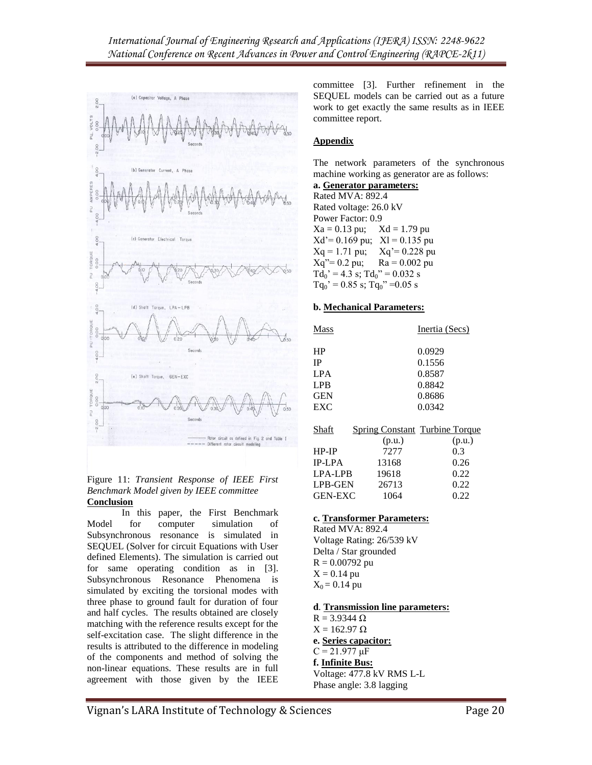Figure 11: *Transient Response of IEEE First Benchmark Model given by IEEE committee*

## Conclusion

In this paper, the First Benchmark Model for computer simulation of Subsynchronous resonance is simulated in SEQUEL (Solver for circuit Equations with User defined Elements). The simulation is carried out for same operating condition as in [3]. Subsynchronous Resonance Phenomena is simulated by exciting the torsional modes with three phase to ground fault for duration of four and half cycles. The results obtained are closely matching with the reference results except for the self-excitation case. The slight difference in the results is attributed to the difference in modeling of the components and method of solving the non-linear equations. These results are in full agreement with those given by the IEEE committee [3]. Further refinement in the SEQUEL models can be carried out as a future work to get exactly the same results as in IEEE committee report.

## Appendix

The network parameters of the synchronous machine working as generator are as follows:

**a. Generator parameters:**

Rated MVA: 892.4
Rated voltage: 26.0 kV
Power Factor: 0.9
$X_a = 0.13$ pu; $X_d = 1.79$ pu
$X_d' = 0.169$ pu; $X_l = 0.135$ pu
$X_q = 1.71$ pu; $X_q' = 0.228$ pu
$X_q'' = 0.2$ pu; $R_a = 0.002$ pu
$T_{d0}' = 4.3$ s; $T_{d0}'' = 0.032$ s
$T_{q0}' = 0.85$ s; $T_{q0}'' = 0.05$ s

**b. Mechanical Parameters:**

| Mass | Inertia (Secs) |
|---|---|
| HP | 0.0929 |
| IP | 0.1556 |
| LPA | 0.8587 |
| LPB | 0.8842 |
| GEN | 0.8686 |
| EXC | 0.0342 |

| Shaft | Spring Constant (p.u.) | Turbine Torque (p.u.) |
|---|---|---|
| HP-IP | 7277 | 0.3 |
| IP-LPA | 13168 | 0.26 |
| LPA-LPB | 19618 | 0.22 |
| LPB-GEN | 26713 | 0.22 |
| GEN-EXC | 1064 | 0.22 |

**c. Transformer Parameters:**

Rated MVA: 892.4
Voltage Rating: 26/539 kV
Delta / Star grounded
$R = 0.00792$ pu
$X = 0.14$ pu
$X_0 = 0.14$ pu

**d. Transmission line parameters:**

$R = 3.9344\ \Omega$
$X = 162.97\ \Omega$

**e. Series capacitor:**

$C = 21.977\ \mu F$

**f. Infinite Bus:**

Voltage: 477.8 kV RMS L-L
Phase angle: 3.8 lagging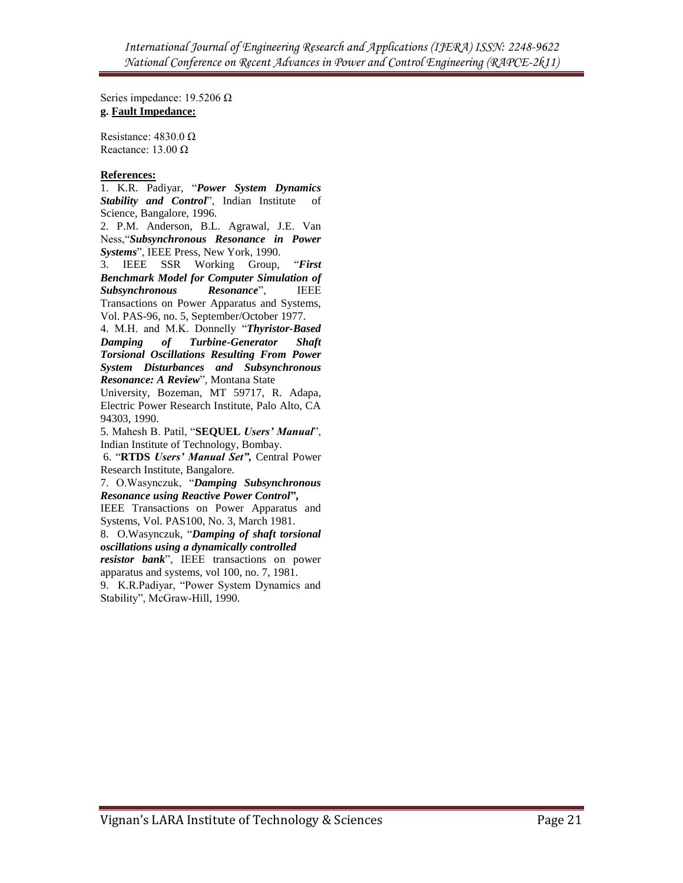Series impedance: 19.5206 Ω

**g. Fault Impedance:**

Resistance: 4830.0 Ω
Reactance: 13.00 Ω

**References:**

1. K.R. Padiyar, "***Power System Dynamics Stability and Control***", Indian Institute of Science, Bangalore, 1996.
2. P.M. Anderson, B.L. Agrawal, J.E. Van Ness,"***Subsynchronous Resonance in Power Systems***", IEEE Press, New York, 1990.
3. IEEE SSR Working Group, "***First Benchmark Model for Computer Simulation of Subsynchronous Resonance***", IEEE Transactions on Power Apparatus and Systems, Vol. PAS-96, no. 5, September/October 1977.
4. M.H. and M.K. Donnelly "***Thyristor-Based Damping of Turbine-Generator Shaft Torsional Oscillations Resulting From Power System Disturbances and Subsynchronous Resonance: A Review***", Montana State University, Bozeman, MT 59717, R. Adapa, Electric Power Research Institute, Palo Alto, CA 94303, 1990.
5. Mahesh B. Patil, "**SEQUEL** ***Users' Manual***", Indian Institute of Technology, Bombay.
6. "**RTDS** ***Users' Manual Set",*** Central Power Research Institute, Bangalore.
7. O.Wasynczuk, "***Damping Subsynchronous Resonance using Reactive Power Control",*** IEEE Transactions on Power Apparatus and Systems, Vol. PAS100, No. 3, March 1981.
8. O.Wasynczuk, "***Damping of shaft torsional oscillations using a dynamically controlled resistor bank***", IEEE transactions on power apparatus and systems, vol 100, no. 7, 1981.
9. K.R.Padiyar, "Power System Dynamics and Stability", McGraw-Hill, 1990.